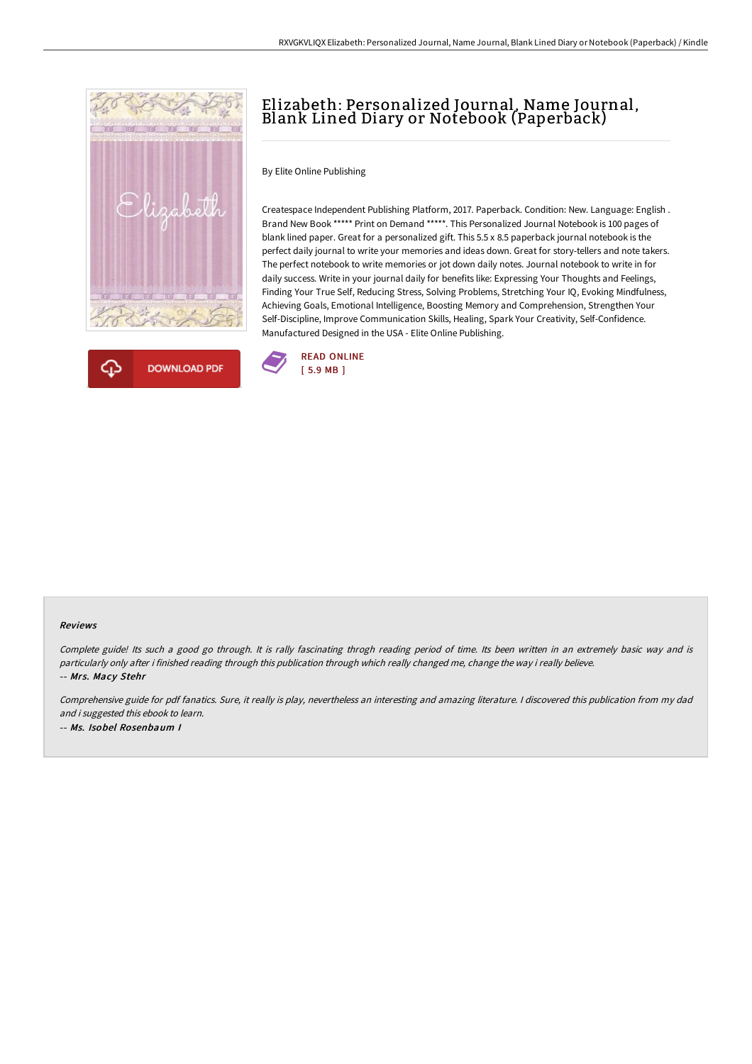# Elizabeth: Personalized Journal, Name Journal, Blank Lined Diary or Notebook (Paperback)

By Elite Online Publishing

Createspace Independent Publishing Platform, 2017. Paperback. Condition: New. Language: English . Brand New Book ***** Print on Demand *****. This Personalized Journal Notebook is 100 pages of blank lined paper. Great for a personalized gift. This 5.5 x 8.5 paperback journal notebook is the perfect daily journal to write your memories and ideas down. Great for story-tellers and note takers. The perfect notebook to write memories or jot down daily notes. Journal notebook to write in for daily success. Write in your journal daily for benefits like: Expressing Your Thoughts and Feelings, Finding Your True Self, Reducing Stress, Solving Problems, Stretching Your IQ, Evoking Mindfulness, Achieving Goals, Emotional Intelligence, Boosting Memory and Comprehension, Strengthen Your Self-Discipline, Improve Communication Skills, Healing, Spark Your Creativity, Self-Confidence. Manufactured Designed in the USA - Elite Online Publishing.

DOWNLOAD PDF

READ ONLINE
[ 5.9 MB ]

## Reviews

*Complete guide! Its such a good go through. It is rally fascinating throgh reading period of time. Its been written in an extremely basic way and is particularly only after i finished reading through this publication through which really changed me, change the way i really believe.*

-- *Mrs. Macy Stehr*

*Comprehensive guide for pdf fanatics. Sure, it really is play, nevertheless an interesting and amazing literature. I discovered this publication from my dad and i suggested this ebook to learn.*

-- *Ms. Isobel Rosenbaum I*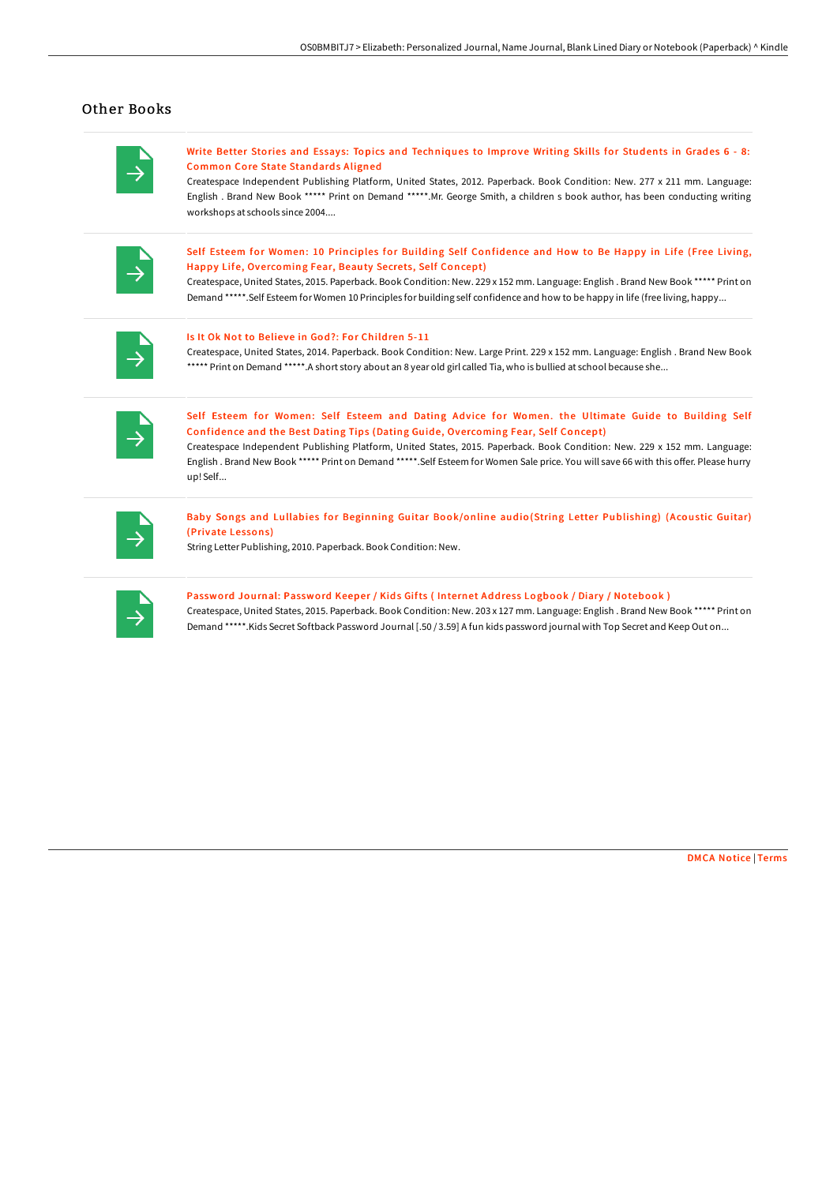## Other Books

**Write Better Stories and Essays: Topics and Techniques to Improve Writing Skills for Students in Grades 6 - 8: Common Core State Standards Aligned**

Createspace Independent Publishing Platform, United States, 2012. Paperback. Book Condition: New. 277 x 211 mm. Language: English . Brand New Book ***** Print on Demand *****.Mr. George Smith, a children s book author, has been conducting writing workshops at schools since 2004....

**Self Esteem for Women: 10 Principles for Building Self Confidence and How to Be Happy in Life (Free Living, Happy Life, Overcoming Fear, Beauty Secrets, Self Concept)**

Createspace, United States, 2015. Paperback. Book Condition: New. 229 x 152 mm. Language: English . Brand New Book ***** Print on Demand *****.Self Esteem for Women 10 Principles for building self confidence and how to be happy in life (free living, happy...

**Is It Ok Not to Believe in God?: For Children 5-11**

Createspace, United States, 2014. Paperback. Book Condition: New. Large Print. 229 x 152 mm. Language: English . Brand New Book ***** Print on Demand *****.A short story about an 8 year old girl called Tia, who is bullied at school because she...

**Self Esteem for Women: Self Esteem and Dating Advice for Women. the Ultimate Guide to Building Self Confidence and the Best Dating Tips (Dating Guide, Overcoming Fear, Self Concept)**

Createspace Independent Publishing Platform, United States, 2015. Paperback. Book Condition: New. 229 x 152 mm. Language: English . Brand New Book ***** Print on Demand *****.Self Esteem for Women Sale price. You will save 66 with this offer. Please hurry up! Self...

**Baby Songs and Lullabies for Beginning Guitar Book/online audio(String Letter Publishing) (Acoustic Guitar) (Private Lessons)**

String Letter Publishing, 2010. Paperback. Book Condition: New.

**Password Journal: Password Keeper / Kids Gifts ( Internet Address Logbook / Diary / Notebook )**

Createspace, United States, 2015. Paperback. Book Condition: New. 203 x 127 mm. Language: English . Brand New Book ***** Print on Demand *****.Kids Secret Softback Password Journal [.50 / 3.59] A fun kids password journal with Top Secret and Keep Out on...